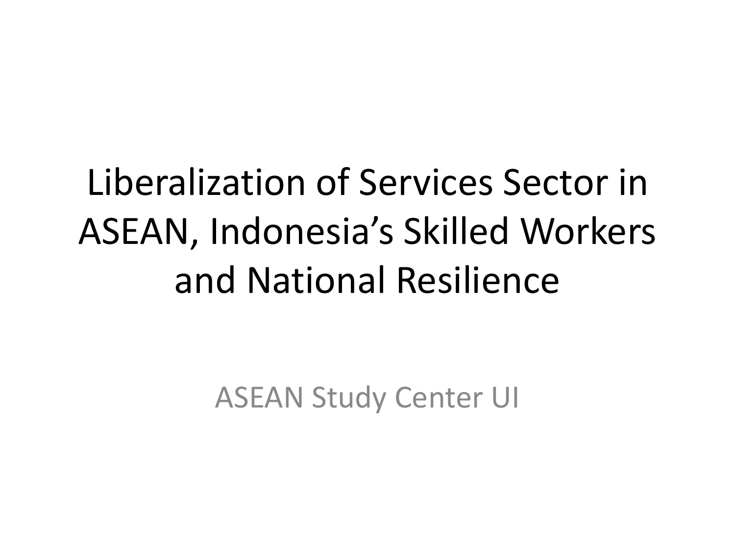# Liberalization of Services Sector in ASEAN, Indonesia's Skilled Workers and National Resilience

ASEAN Study Center UI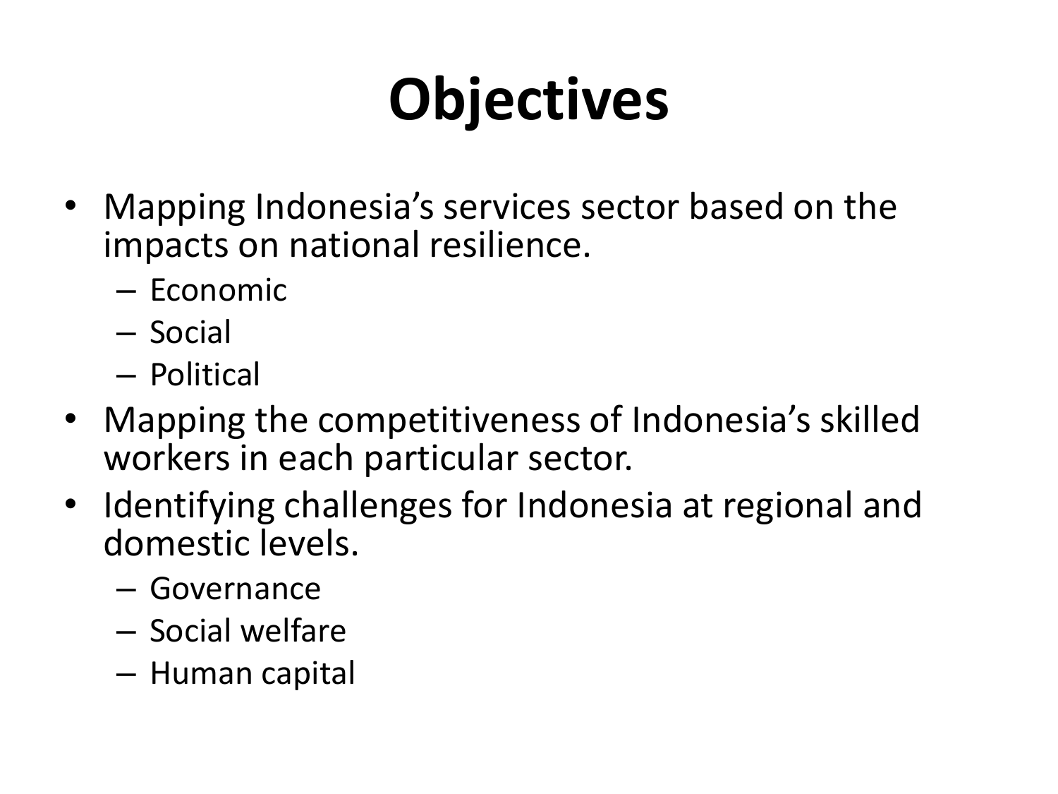# Objectives

- Mapping Indonesia's services sector based on the impacts on national resilience.
  - Economic
  - Social
  - Political
- Mapping the competitiveness of Indonesia's skilled workers in each particular sector.
- Identifying challenges for Indonesia at regional and domestic levels.
  - Governance
  - Social welfare
  - Human capital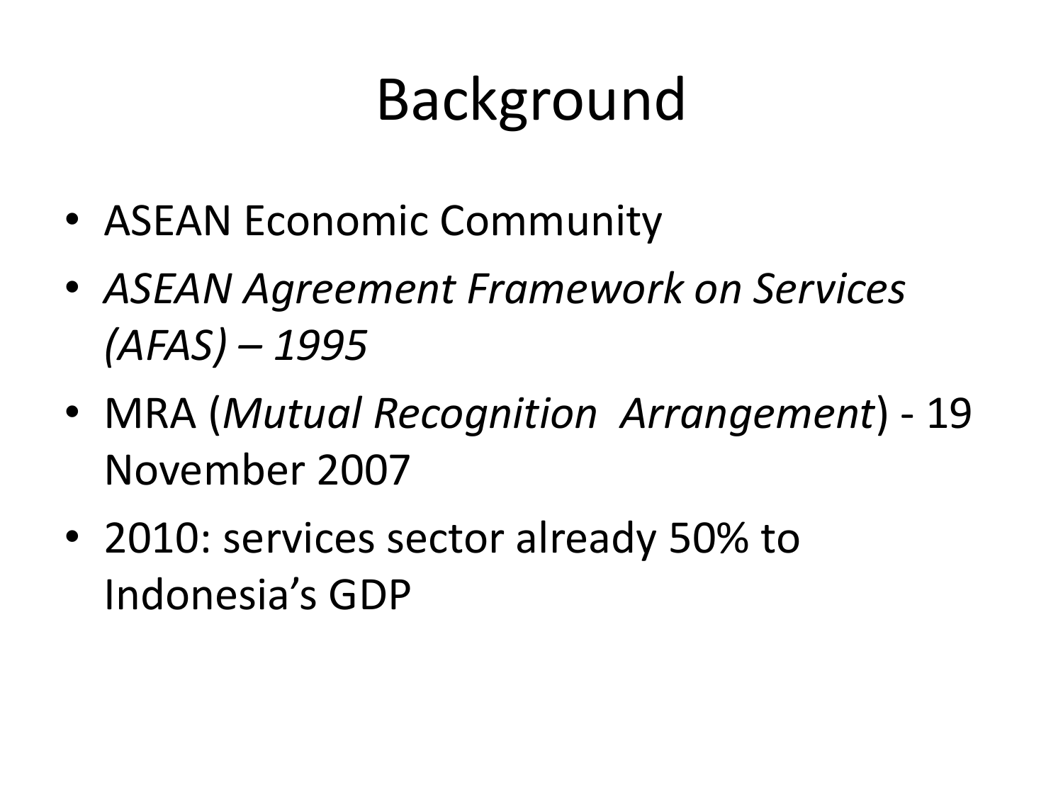# Background

- ASEAN Economic Community
- *ASEAN Agreement Framework on Services (AFAS) – 1995*
- MRA (*Mutual Recognition Arrangement*) - 19 November 2007
- 2010: services sector already 50% to Indonesia's GDP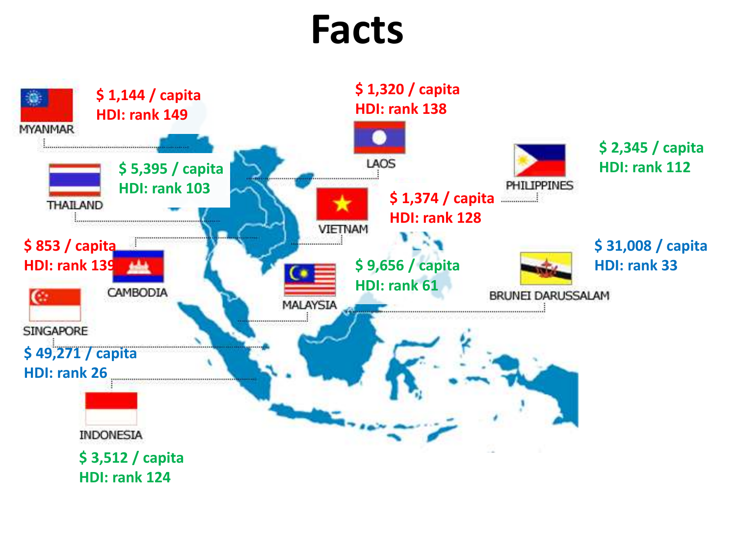# Facts

**MYANMAR**
$ 1,144 / capita
HDI: rank 149

**LAOS**
$ 1,320 / capita
HDI: rank 138

**THAILAND**
$ 5,395 / capita
HDI: rank 103

**PHILIPPINES**
$ 2,345 / capita
HDI: rank 112

**VIETNAM**
$ 1,374 / capita
HDI: rank 128

**CAMBODIA**
$ 853 / capita
HDI: rank 139

**MALAYSIA**
$ 9,656 / capita
HDI: rank 61

**BRUNEI DARUSSALAM**
$ 31,008 / capita
HDI: rank 33

**SINGAPORE**
$ 49,271 / capita
HDI: rank 26

**INDONESIA**
$ 3,512 / capita
HDI: rank 124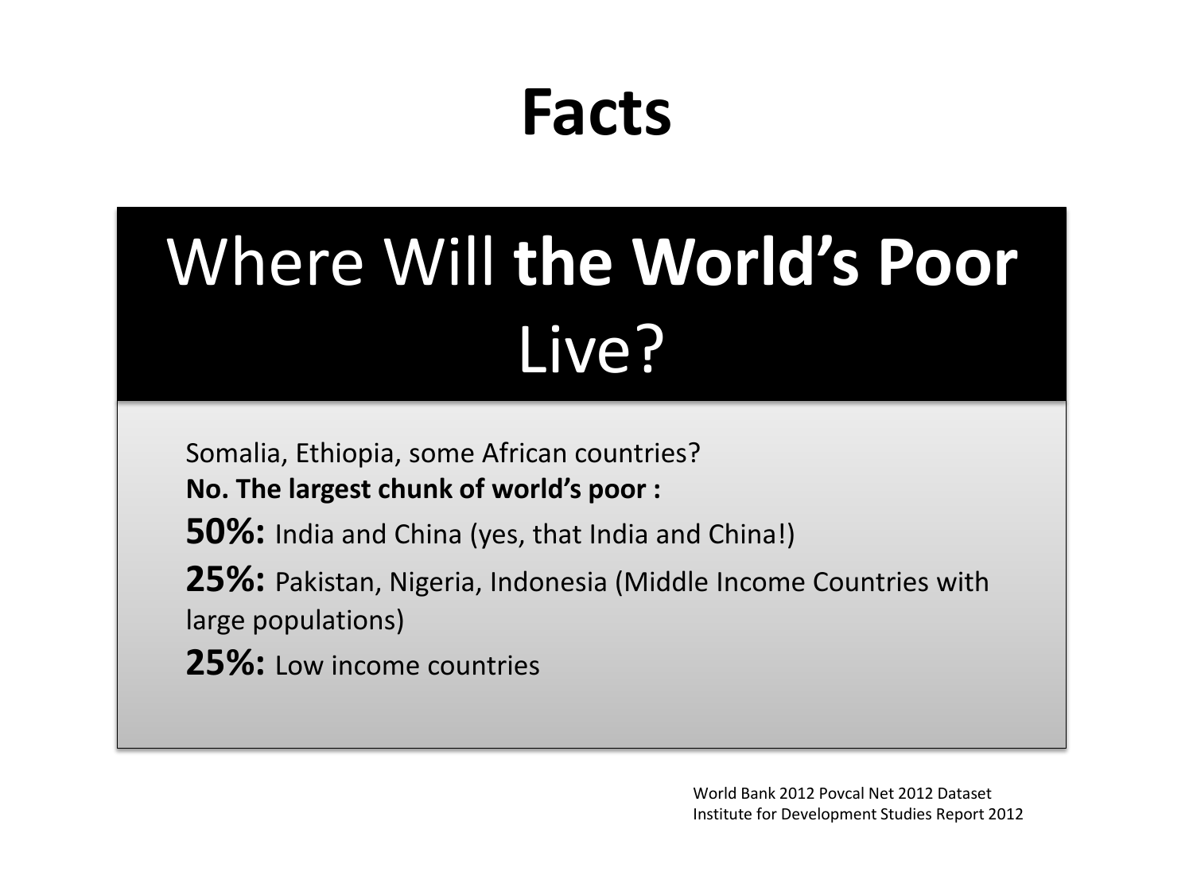# Facts

## Where Will **the World's Poor** Live?

Somalia, Ethiopia, some African countries?

**No. The largest chunk of world's poor :**

**50%:** India and China (yes, that India and China!)

**25%:** Pakistan, Nigeria, Indonesia (Middle Income Countries with large populations)

**25%:** Low income countries

World Bank 2012 Povcal Net 2012 Dataset
Institute for Development Studies Report 2012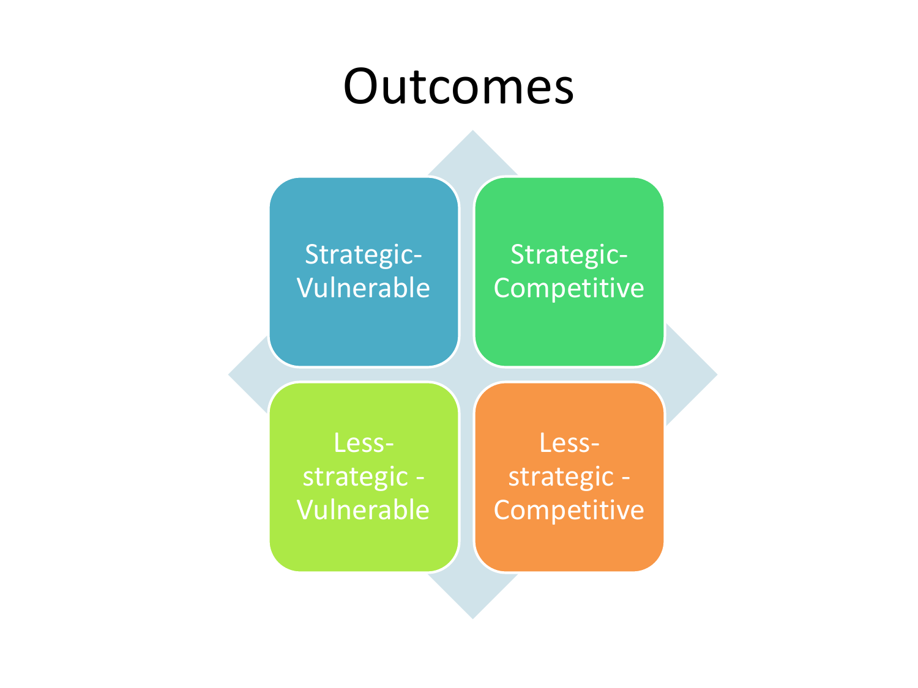# Outcomes

Strategic-Vulnerable

Strategic-Competitive

Less-strategic - Vulnerable

Less-strategic - Competitive